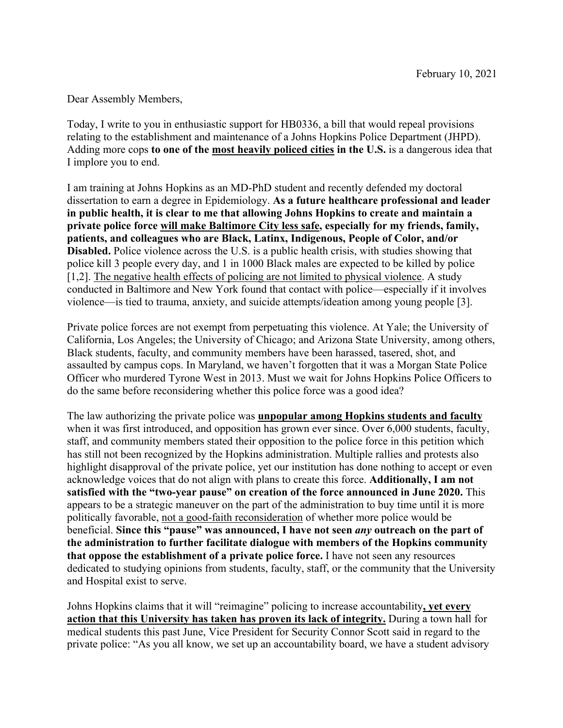February 10, 2021

Dear Assembly Members,

Today, I write to you in enthusiastic support for HB0336, a bill that would repeal provisions relating to the establishment and maintenance of a Johns Hopkins Police Department (JHPD). Adding more cops **to one of the <u>most heavily policed cities</u> in the U.S.** is a dangerous idea that I implore you to end.

I am training at Johns Hopkins as an MD-PhD student and recently defended my doctoral dissertation to earn a degree in Epidemiology. **As a future healthcare professional and leader in public health, it is clear to me that allowing Johns Hopkins to create and maintain a private police force <u>will make Baltimore City less safe</u>, especially for my friends, family, patients, and colleagues who are Black, Latinx, Indigenous, People of Color, and/or Disabled.** Police violence across the U.S. is a public health crisis, with studies showing that police kill 3 people every day, and 1 in 1000 Black males are expected to be killed by police [1,2]. <u>The negative health effects of policing are not limited to physical violence</u>. A study conducted in Baltimore and New York found that contact with police—especially if it involves violence—is tied to trauma, anxiety, and suicide attempts/ideation among young people [3].

Private police forces are not exempt from perpetuating this violence. At Yale; the University of California, Los Angeles; the University of Chicago; and Arizona State University, among others, Black students, faculty, and community members have been harassed, tasered, shot, and assaulted by campus cops. In Maryland, we haven't forgotten that it was a Morgan State Police Officer who murdered Tyrone West in 2013. Must we wait for Johns Hopkins Police Officers to do the same before reconsidering whether this police force was a good idea?

The law authorizing the private police was **<u>unpopular among Hopkins students and faculty</u>** when it was first introduced, and opposition has grown ever since. Over 6,000 students, faculty, staff, and community members stated their opposition to the police force in this petition which has still not been recognized by the Hopkins administration. Multiple rallies and protests also highlight disapproval of the private police, yet our institution has done nothing to accept or even acknowledge voices that do not align with plans to create this force. **Additionally, I am not satisfied with the "two-year pause" on creation of the force announced in June 2020.** This appears to be a strategic maneuver on the part of the administration to buy time until it is more politically favorable, <u>not a good-faith reconsideration</u> of whether more police would be beneficial. **Since this "pause" was announced, I have not seen *any* outreach on the part of the administration to further facilitate dialogue with members of the Hopkins community that oppose the establishment of a private police force.** I have not seen any resources dedicated to studying opinions from students, faculty, staff, or the community that the University and Hospital exist to serve.

Johns Hopkins claims that it will "reimagine" policing to increase accountability**<u>, yet every action that this University has taken has proven its lack of integrity.</u>** During a town hall for medical students this past June, Vice President for Security Connor Scott said in regard to the private police: "As you all know, we set up an accountability board, we have a student advisory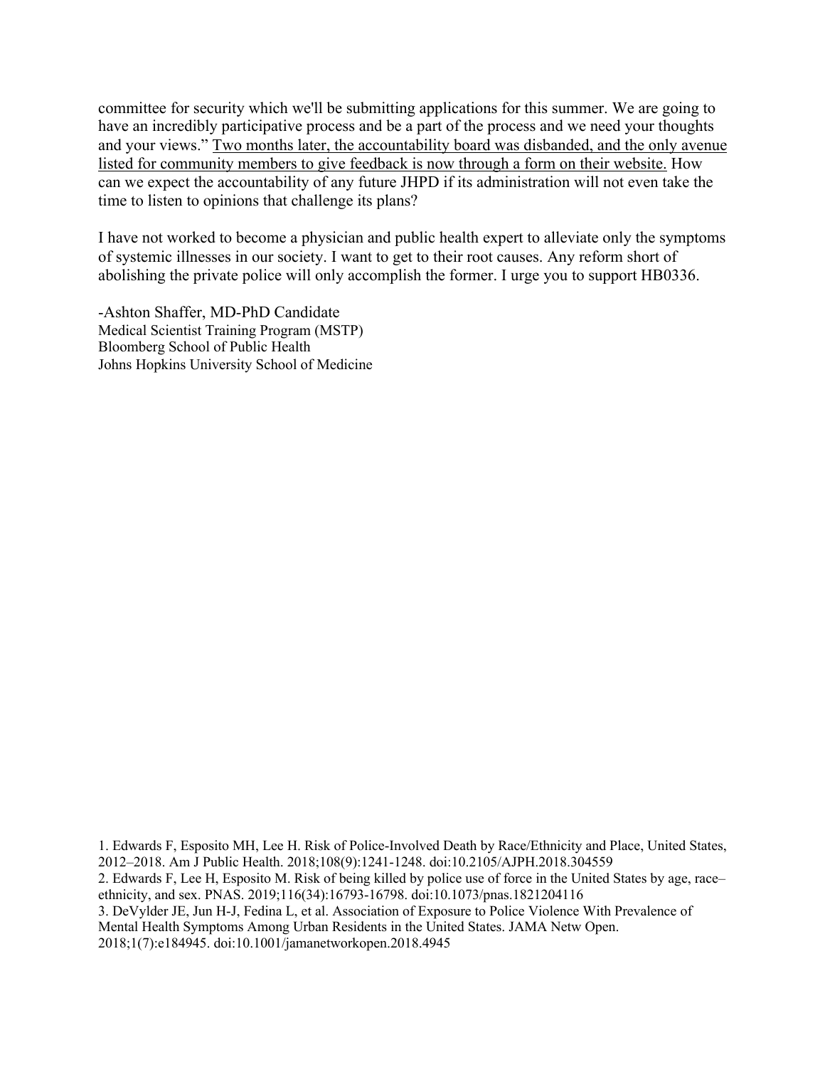committee for security which we'll be submitting applications for this summer. We are going to have an incredibly participative process and be a part of the process and we need your thoughts and your views." <u>Two months later, the accountability board was disbanded, and the only avenue listed for community members to give feedback is now through a form on their website.</u> How can we expect the accountability of any future JHPD if its administration will not even take the time to listen to opinions that challenge its plans?

I have not worked to become a physician and public health expert to alleviate only the symptoms of systemic illnesses in our society. I want to get to their root causes. Any reform short of abolishing the private police will only accomplish the former. I urge you to support HB0336.

-Ashton Shaffer, MD-PhD Candidate
Medical Scientist Training Program (MSTP)
Bloomberg School of Public Health
Johns Hopkins University School of Medicine

1. Edwards F, Esposito MH, Lee H. Risk of Police-Involved Death by Race/Ethnicity and Place, United States, 2012–2018. Am J Public Health. 2018;108(9):1241-1248. doi:10.2105/AJPH.2018.304559
2. Edwards F, Lee H, Esposito M. Risk of being killed by police use of force in the United States by age, race–ethnicity, and sex. PNAS. 2019;116(34):16793-16798. doi:10.1073/pnas.1821204116
3. DeVylder JE, Jun H-J, Fedina L, et al. Association of Exposure to Police Violence With Prevalence of Mental Health Symptoms Among Urban Residents in the United States. JAMA Netw Open. 2018;1(7):e184945. doi:10.1001/jamanetworkopen.2018.4945